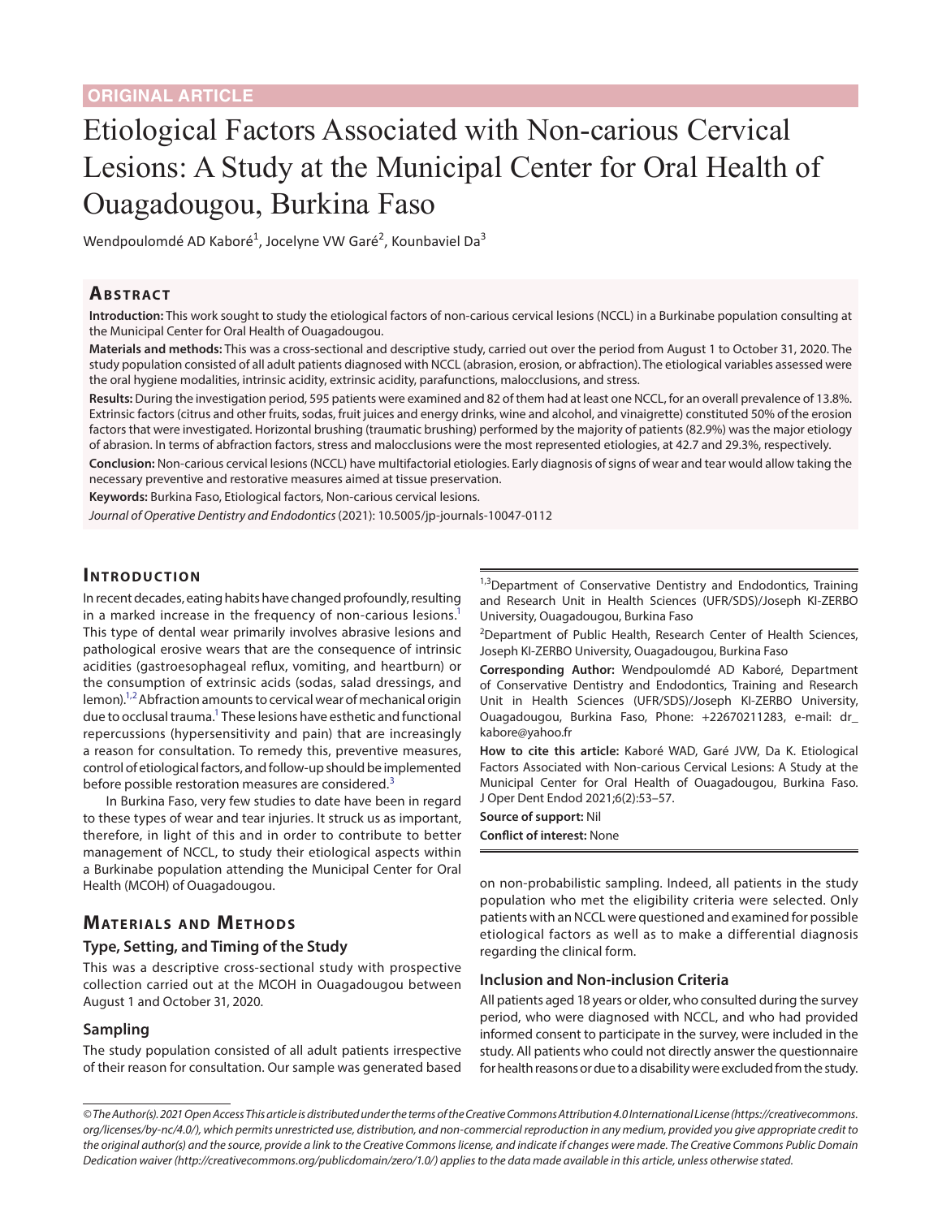ORIGINAL ARTICLE

# Etiological Factors Associated with Non-carious Cervical Lesions: A Study at the Municipal Center for Oral Health of Ouagadougou, Burkina Faso

Wendpoulomdé AD Kaboré[1], Jocelyne VW Garé[2], Kounbaviel Da[3]

## Abstract

**Introduction:** This work sought to study the etiological factors of non-carious cervical lesions (NCCL) in a Burkinabe population consulting at the Municipal Center for Oral Health of Ouagadougou.

**Materials and methods:** This was a cross-sectional and descriptive study, carried out over the period from August 1 to October 31, 2020. The study population consisted of all adult patients diagnosed with NCCL (abrasion, erosion, or abfraction). The etiological variables assessed were the oral hygiene modalities, intrinsic acidity, extrinsic acidity, parafunctions, malocclusions, and stress.

**Results:** During the investigation period, 595 patients were examined and 82 of them had at least one NCCL, for an overall prevalence of 13.8%. Extrinsic factors (citrus and other fruits, sodas, fruit juices and energy drinks, wine and alcohol, and vinaigrette) constituted 50% of the erosion factors that were investigated. Horizontal brushing (traumatic brushing) performed by the majority of patients (82.9%) was the major etiology of abrasion. In terms of abfraction factors, stress and malocclusions were the most represented etiologies, at 42.7 and 29.3%, respectively.

**Conclusion:** Non-carious cervical lesions (NCCL) have multifactorial etiologies. Early diagnosis of signs of wear and tear would allow taking the necessary preventive and restorative measures aimed at tissue preservation.

**Keywords:** Burkina Faso, Etiological factors, Non-carious cervical lesions.

*Journal of Operative Dentistry and Endodontics* (2021): 10.5005/jp-journals-10047-0112

[1,3]Department of Conservative Dentistry and Endodontics, Training and Research Unit in Health Sciences (UFR/SDS)/Joseph KI-ZERBO University, Ouagadougou, Burkina Faso

[2]Department of Public Health, Research Center of Health Sciences, Joseph KI-ZERBO University, Ouagadougou, Burkina Faso

**Corresponding Author:** Wendpoulomdé AD Kaboré, Department of Conservative Dentistry and Endodontics, Training and Research Unit in Health Sciences (UFR/SDS)/Joseph KI-ZERBO University, Ouagadougou, Burkina Faso, Phone: +22670211283, e-mail: dr_kabore@yahoo.fr

**How to cite this article:** Kaboré WAD, Garé JVW, Da K. Etiological Factors Associated with Non-carious Cervical Lesions: A Study at the Municipal Center for Oral Health of Ouagadougou, Burkina Faso. J Oper Dent Endod 2021;6(2):53–57.

**Source of support:** Nil

**Conflict of interest:** None

## Introduction

In recent decades, eating habits have changed profoundly, resulting in a marked increase in the frequency of non-carious lesions.[1] This type of dental wear primarily involves abrasive lesions and pathological erosive wears that are the consequence of intrinsic acidities (gastroesophageal reflux, vomiting, and heartburn) or the consumption of extrinsic acids (sodas, salad dressings, and lemon).[1,2] Abfraction amounts to cervical wear of mechanical origin due to occlusal trauma.[1] These lesions have esthetic and functional repercussions (hypersensitivity and pain) that are increasingly a reason for consultation. To remedy this, preventive measures, control of etiological factors, and follow-up should be implemented before possible restoration measures are considered.[3]

In Burkina Faso, very few studies to date have been in regard to these types of wear and tear injuries. It struck us as important, therefore, in light of this and in order to contribute to better management of NCCL, to study their etiological aspects within a Burkinabe population attending the Municipal Center for Oral Health (MCOH) of Ouagadougou.

## Materials and Methods

### Type, Setting, and Timing of the Study

This was a descriptive cross-sectional study with prospective collection carried out at the MCOH in Ouagadougou between August 1 and October 31, 2020.

### Sampling

The study population consisted of all adult patients irrespective of their reason for consultation. Our sample was generated based on non-probabilistic sampling. Indeed, all patients in the study population who met the eligibility criteria were selected. Only patients with an NCCL were questioned and examined for possible etiological factors as well as to make a differential diagnosis regarding the clinical form.

### Inclusion and Non-inclusion Criteria

All patients aged 18 years or older, who consulted during the survey period, who were diagnosed with NCCL, and who had provided informed consent to participate in the survey, were included in the study. All patients who could not directly answer the questionnaire for health reasons or due to a disability were excluded from the study.

*© The Author(s). 2021 Open Access This article is distributed under the terms of the Creative Commons Attribution 4.0 International License (https://creativecommons.org/licenses/by-nc/4.0/), which permits unrestricted use, distribution, and non-commercial reproduction in any medium, provided you give appropriate credit to the original author(s) and the source, provide a link to the Creative Commons license, and indicate if changes were made. The Creative Commons Public Domain Dedication waiver (http://creativecommons.org/publicdomain/zero/1.0/) applies to the data made available in this article, unless otherwise stated.*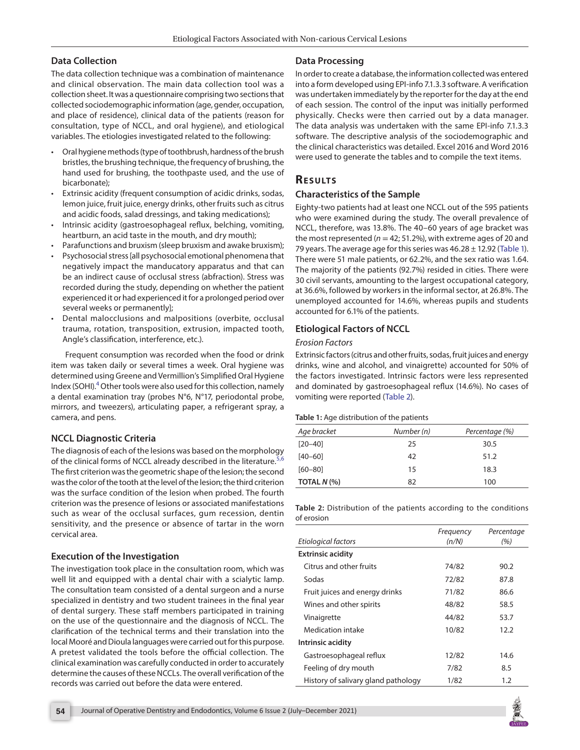## Data Collection

The data collection technique was a combination of maintenance and clinical observation. The main data collection tool was a collection sheet. It was a questionnaire comprising two sections that collected sociodemographic information (age, gender, occupation, and place of residence), clinical data of the patients (reason for consultation, type of NCCL, and oral hygiene), and etiological variables. The etiologies investigated related to the following:

- Oral hygiene methods (type of toothbrush, hardness of the brush bristles, the brushing technique, the frequency of brushing, the hand used for brushing, the toothpaste used, and the use of bicarbonate);
- Extrinsic acidity (frequent consumption of acidic drinks, sodas, lemon juice, fruit juice, energy drinks, other fruits such as citrus and acidic foods, salad dressings, and taking medications);
- Intrinsic acidity (gastroesophageal reflux, belching, vomiting, heartburn, an acid taste in the mouth, and dry mouth);
- Parafunctions and bruxism (sleep bruxism and awake bruxism);
- Psychosocial stress [all psychosocial emotional phenomena that negatively impact the manducatory apparatus and that can be an indirect cause of occlusal stress (abfraction). Stress was recorded during the study, depending on whether the patient experienced it or had experienced it for a prolonged period over several weeks or permanently];
- Dental malocclusions and malpositions (overbite, occlusal trauma, rotation, transposition, extrusion, impacted tooth, Angle's classification, interference, etc.).

Frequent consumption was recorded when the food or drink item was taken daily or several times a week. Oral hygiene was determined using Greene and Vermillion's Simplified Oral Hygiene Index (SOHI).[4] Other tools were also used for this collection, namely a dental examination tray (probes N°6, N°17, periodontal probe, mirrors, and tweezers), articulating paper, a refrigerant spray, a camera, and pens.

## NCCL Diagnostic Criteria

The diagnosis of each of the lesions was based on the morphology of the clinical forms of NCCL already described in the literature.[5,6] The first criterion was the geometric shape of the lesion; the second was the color of the tooth at the level of the lesion; the third criterion was the surface condition of the lesion when probed. The fourth criterion was the presence of lesions or associated manifestations such as wear of the occlusal surfaces, gum recession, dentin sensitivity, and the presence or absence of tartar in the worn cervical area.

## Execution of the Investigation

The investigation took place in the consultation room, which was well lit and equipped with a dental chair with a scialytic lamp. The consultation team consisted of a dental surgeon and a nurse specialized in dentistry and two student trainees in the final year of dental surgery. These staff members participated in training on the use of the questionnaire and the diagnosis of NCCL. The clarification of the technical terms and their translation into the local Mooré and Dioula languages were carried out for this purpose. A pretest validated the tools before the official collection. The clinical examination was carefully conducted in order to accurately determine the causes of these NCCLs. The overall verification of the records was carried out before the data were entered.

## Data Processing

In order to create a database, the information collected was entered into a form developed using EPI-info 7.1.3.3 software. A verification was undertaken immediately by the reporter for the day at the end of each session. The control of the input was initially performed physically. Checks were then carried out by a data manager. The data analysis was undertaken with the same EPI-info 7.1.3.3 software. The descriptive analysis of the sociodemographic and the clinical characteristics was detailed. Excel 2016 and Word 2016 were used to generate the tables and to compile the text items.

# Results

## Characteristics of the Sample

Eighty-two patients had at least one NCCL out of the 595 patients who were examined during the study. The overall prevalence of NCCL, therefore, was 13.8%. The 40–60 years of age bracket was the most represented ($n = 42$; 51.2%), with extreme ages of 20 and 79 years. The average age for this series was $46.28 \pm 12.92$ (Table 1). There were 51 male patients, or 62.2%, and the sex ratio was 1.64. The majority of the patients (92.7%) resided in cities. There were 30 civil servants, amounting to the largest occupational category, at 36.6%, followed by workers in the informal sector, at 26.8%. The unemployed accounted for 14.6%, whereas pupils and students accounted for 6.1% of the patients.

## Etiological Factors of NCCL

### Erosion Factors

Extrinsic factors (citrus and other fruits, sodas, fruit juices and energy drinks, wine and alcohol, and vinaigrette) accounted for 50% of the factors investigated. Intrinsic factors were less represented and dominated by gastroesophageal reflux (14.6%). No cases of vomiting were reported (Table 2).

**Table 1:** Age distribution of the patients

| *Age bracket* | *Number (n)* | *Percentage (%)* |
|---|---|---|
| [20–40] | 25 | 30.5 |
| [40–60] | 42 | 51.2 |
| [60–80] | 15 | 18.3 |
| **TOTAL *N* (%)** | 82 | 100 |

**Table 2:** Distribution of the patients according to the conditions of erosion

| *Etiological factors* | *Frequency (n/N)* | *Percentage (%)* |
|---|---|---|
| **Extrinsic acidity** | | |
| Citrus and other fruits | 74/82 | 90.2 |
| Sodas | 72/82 | 87.8 |
| Fruit juices and energy drinks | 71/82 | 86.6 |
| Wines and other spirits | 48/82 | 58.5 |
| Vinaigrette | 44/82 | 53.7 |
| Medication intake | 10/82 | 12.2 |
| **Intrinsic acidity** | | |
| Gastroesophageal reflux | 12/82 | 14.6 |
| Feeling of dry mouth | 7/82 | 8.5 |
| History of salivary gland pathology | 1/82 | 1.2 |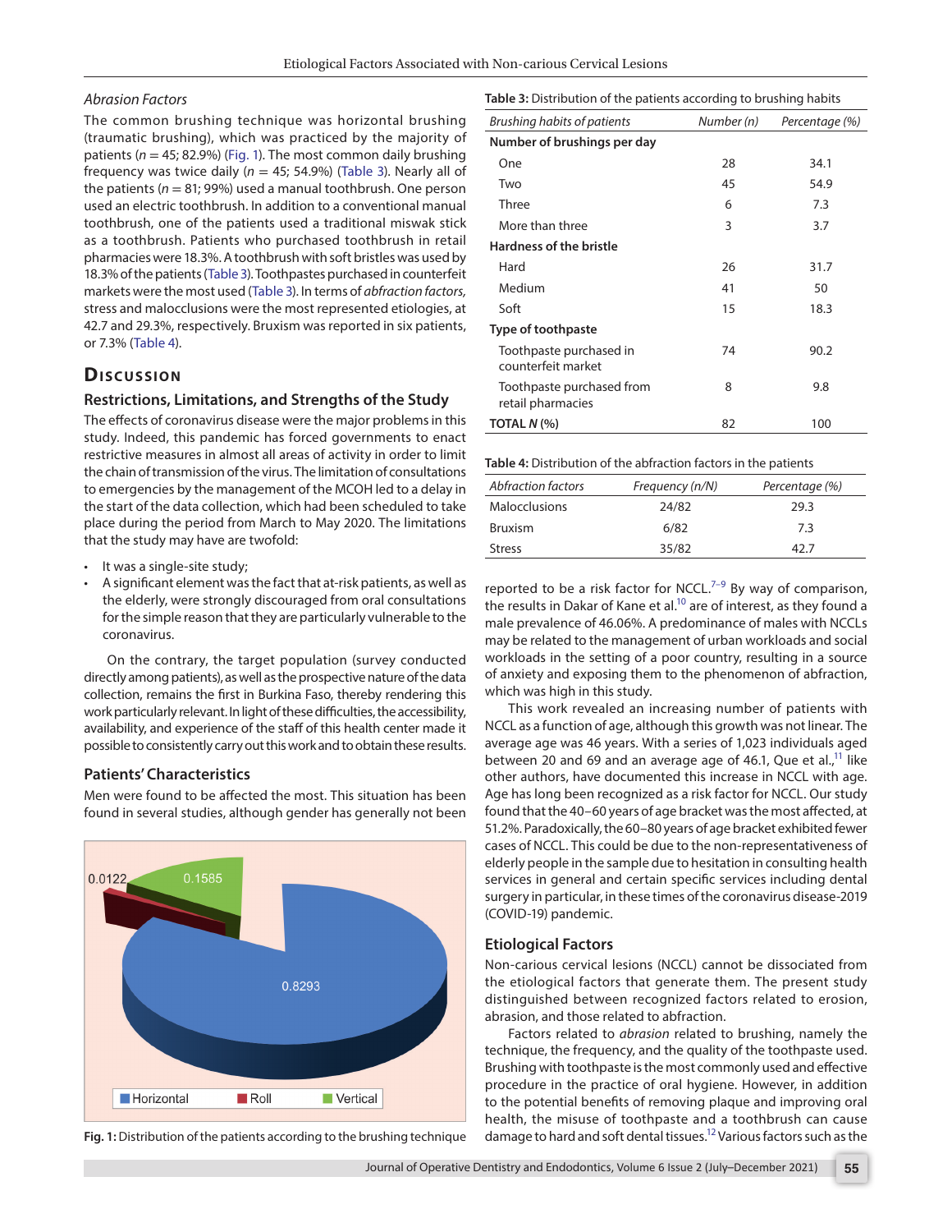*Abrasion Factors*

The common brushing technique was horizontal brushing (traumatic brushing), which was practiced by the majority of patients ($n$ = 45; 82.9%) (Fig. 1). The most common daily brushing frequency was twice daily ($n$ = 45; 54.9%) (Table 3). Nearly all of the patients ($n$ = 81; 99%) used a manual toothbrush. One person used an electric toothbrush. In addition to a conventional manual toothbrush, one of the patients used a traditional miswak stick as a toothbrush. Patients who purchased toothbrush in retail pharmacies were 18.3%. A toothbrush with soft bristles was used by 18.3% of the patients (Table 3). Toothpastes purchased in counterfeit markets were the most used (Table 3). In terms of *abfraction factors,* stress and malocclusions were the most represented etiologies, at 42.7 and 29.3%, respectively. Bruxism was reported in six patients, or 7.3% (Table 4).

# Discussion

## Restrictions, Limitations, and Strengths of the Study

The effects of coronavirus disease were the major problems in this study. Indeed, this pandemic has forced governments to enact restrictive measures in almost all areas of activity in order to limit the chain of transmission of the virus. The limitation of consultations to emergencies by the management of the MCOH led to a delay in the start of the data collection, which had been scheduled to take place during the period from March to May 2020. The limitations that the study may have are twofold:

- It was a single-site study;
- A significant element was the fact that at-risk patients, as well as the elderly, were strongly discouraged from oral consultations for the simple reason that they are particularly vulnerable to the coronavirus.

On the contrary, the target population (survey conducted directly among patients), as well as the prospective nature of the data collection, remains the first in Burkina Faso, thereby rendering this work particularly relevant. In light of these difficulties, the accessibility, availability, and experience of the staff of this health center made it possible to consistently carry out this work and to obtain these results.

## Patients' Characteristics

Men were found to be affected the most. This situation has been found in several studies, although gender has generally not been reported to be a risk factor for NCCL.[7–9] By way of comparison, the results in Dakar of Kane et al.[10] are of interest, as they found a male prevalence of 46.06%. A predominance of males with NCCLs may be related to the management of urban workloads and social workloads in the setting of a poor country, resulting in a source of anxiety and exposing them to the phenomenon of abfraction, which was high in this study.

This work revealed an increasing number of patients with NCCL as a function of age, although this growth was not linear. The average age was 46 years. With a series of 1,023 individuals aged between 20 and 69 and an average age of 46.1, Que et al.,[11] like other authors, have documented this increase in NCCL with age. Age has long been recognized as a risk factor for NCCL. Our study found that the 40–60 years of age bracket was the most affected, at 51.2%. Paradoxically, the 60–80 years of age bracket exhibited fewer cases of NCCL. This could be due to the non-representativeness of elderly people in the sample due to hesitation in consulting health services in general and certain specific services including dental surgery in particular, in these times of the coronavirus disease-2019 (COVID-19) pandemic.

## Etiological Factors

Non-carious cervical lesions (NCCL) cannot be dissociated from the etiological factors that generate them. The present study distinguished between recognized factors related to erosion, abrasion, and those related to abfraction.

Factors related to *abrasion* related to brushing, namely the technique, the frequency, and the quality of the toothpaste used. Brushing with toothpaste is the most commonly used and effective procedure in the practice of oral hygiene. However, in addition to the potential benefits of removing plaque and improving oral health, the misuse of toothpaste and a toothbrush can cause damage to hard and soft dental tissues.[12] Various factors such as the

**Table 3:** Distribution of the patients according to brushing habits

| *Brushing habits of patients* | *Number (n)* | *Percentage (%)* |
|---|---|---|
| **Number of brushings per day** | | |
| One | 28 | 34.1 |
| Two | 45 | 54.9 |
| Three | 6 | 7.3 |
| More than three | 3 | 3.7 |
| **Hardness of the bristle** | | |
| Hard | 26 | 31.7 |
| Medium | 41 | 50 |
| Soft | 15 | 18.3 |
| **Type of toothpaste** | | |
| Toothpaste purchased in counterfeit market | 74 | 90.2 |
| Toothpaste purchased from retail pharmacies | 8 | 9.8 |
| **TOTAL *N* (%)** | 82 | 100 |

**Table 4:** Distribution of the abfraction factors in the patients

| *Abfraction factors* | *Frequency (n/N)* | *Percentage (%)* |
|---|---|---|
| Malocclusions | 24/82 | 29.3 |
| Bruxism | 6/82 | 7.3 |
| Stress | 35/82 | 42.7 |

0.0122 0.1585 0.8293

Horizontal Roll Vertical

**Fig. 1:** Distribution of the patients according to the brushing technique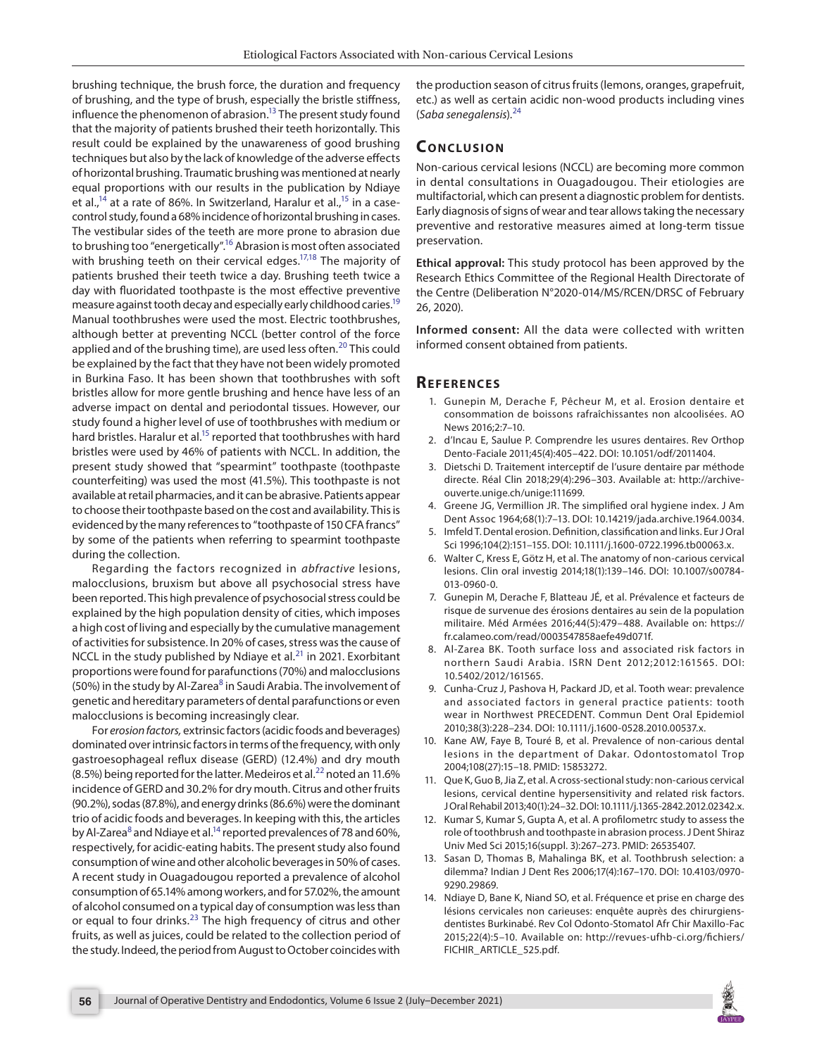brushing technique, the brush force, the duration and frequency of brushing, and the type of brush, especially the bristle stiffness, influence the phenomenon of abrasion.[13] The present study found that the majority of patients brushed their teeth horizontally. This result could be explained by the unawareness of good brushing techniques but also by the lack of knowledge of the adverse effects of horizontal brushing. Traumatic brushing was mentioned at nearly equal proportions with our results in the publication by Ndiaye et al.,[14] at a rate of 86%. In Switzerland, Haralur et al.,[15] in a case-control study, found a 68% incidence of horizontal brushing in cases. The vestibular sides of the teeth are more prone to abrasion due to brushing too "energetically".[16] Abrasion is most often associated with brushing teeth on their cervical edges.[17,18] The majority of patients brushed their teeth twice a day. Brushing teeth twice a day with fluoridated toothpaste is the most effective preventive measure against tooth decay and especially early childhood caries.[19] Manual toothbrushes were used the most. Electric toothbrushes, although better at preventing NCCL (better control of the force applied and of the brushing time), are used less often.[20] This could be explained by the fact that they have not been widely promoted in Burkina Faso. It has been shown that toothbrushes with soft bristles allow for more gentle brushing and hence have less of an adverse impact on dental and periodontal tissues. However, our study found a higher level of use of toothbrushes with medium or hard bristles. Haralur et al.[15] reported that toothbrushes with hard bristles were used by 46% of patients with NCCL. In addition, the present study showed that "spearmint" toothpaste (toothpaste counterfeiting) was used the most (41.5%). This toothpaste is not available at retail pharmacies, and it can be abrasive. Patients appear to choose their toothpaste based on the cost and availability. This is evidenced by the many references to "toothpaste of 150 CFA francs" by some of the patients when referring to spearmint toothpaste during the collection.

Regarding the factors recognized in *abfractive* lesions, malocclusions, bruxism but above all psychosocial stress have been reported. This high prevalence of psychosocial stress could be explained by the high population density of cities, which imposes a high cost of living and especially by the cumulative management of activities for subsistence. In 20% of cases, stress was the cause of NCCL in the study published by Ndiaye et al.[21] in 2021. Exorbitant proportions were found for parafunctions (70%) and malocclusions (50%) in the study by Al-Zarea[8] in Saudi Arabia. The involvement of genetic and hereditary parameters of dental parafunctions or even malocclusions is becoming increasingly clear.

For *erosion factors,* extrinsic factors (acidic foods and beverages) dominated over intrinsic factors in terms of the frequency, with only gastroesophageal reflux disease (GERD) (12.4%) and dry mouth (8.5%) being reported for the latter. Medeiros et al.[22] noted an 11.6% incidence of GERD and 30.2% for dry mouth. Citrus and other fruits (90.2%), sodas (87.8%), and energy drinks (86.6%) were the dominant trio of acidic foods and beverages. In keeping with this, the articles by Al-Zarea[8] and Ndiaye et al.[14] reported prevalences of 78 and 60%, respectively, for acidic-eating habits. The present study also found consumption of wine and other alcoholic beverages in 50% of cases. A recent study in Ouagadougou reported a prevalence of alcohol consumption of 65.14% among workers, and for 57.02%, the amount of alcohol consumed on a typical day of consumption was less than or equal to four drinks.[23] The high frequency of citrus and other fruits, as well as juices, could be related to the collection period of the study. Indeed, the period from August to October coincides with the production season of citrus fruits (lemons, oranges, grapefruit, etc.) as well as certain acidic non-wood products including vines (*Saba senegalensis*).[24]

## Conclusion

Non-carious cervical lesions (NCCL) are becoming more common in dental consultations in Ouagadougou. Their etiologies are multifactorial, which can present a diagnostic problem for dentists. Early diagnosis of signs of wear and tear allows taking the necessary preventive and restorative measures aimed at long-term tissue preservation.

**Ethical approval:** This study protocol has been approved by the Research Ethics Committee of the Regional Health Directorate of the Centre (Deliberation N°2020-014/MS/RCEN/DRSC of February 26, 2020).

**Informed consent:** All the data were collected with written informed consent obtained from patients.

## References

1. Gunepin M, Derache F, Pêcheur M, et al. Erosion dentaire et consommation de boissons rafraîchissantes non alcoolisées. AO News 2016;2:7–10.
2. d'Incau E, Saulue P. Comprendre les usures dentaires. Rev Orthop Dento-Faciale 2011;45(4):405–422. DOI: 10.1051/odf/2011404.
3. Dietschi D. Traitement interceptif de l'usure dentaire par méthode directe. Réal Clin 2018;29(4):296–303. Available at: http://archive-ouverte.unige.ch/unige:111699.
4. Greene JG, Vermillion JR. The simplified oral hygiene index. J Am Dent Assoc 1964;68(1):7–13. DOI: 10.14219/jada.archive.1964.0034.
5. Imfeld T. Dental erosion. Definition, classification and links. Eur J Oral Sci 1996;104(2):151–155. DOI: 10.1111/j.1600-0722.1996.tb00063.x.
6. Walter C, Kress E, Götz H, et al. The anatomy of non-carious cervical lesions. Clin oral investig 2014;18(1):139–146. DOI: 10.1007/s00784-013-0960-0.
7. Gunepin M, Derache F, Blatteau JÉ, et al. Prévalence et facteurs de risque de survenue des érosions dentaires au sein de la population militaire. Méd Armées 2016;44(5):479–488. Available on: https://fr.calameo.com/read/0003547858aefe49d071f.
8. Al-Zarea BK. Tooth surface loss and associated risk factors in northern Saudi Arabia. ISRN Dent 2012;2012:161565. DOI: 10.5402/2012/161565.
9. Cunha-Cruz J, Pashova H, Packard JD, et al. Tooth wear: prevalence and associated factors in general practice patients: tooth wear in Northwest PRECEDENT. Commun Dent Oral Epidemiol 2010;38(3):228–234. DOI: 10.1111/j.1600-0528.2010.00537.x.
10. Kane AW, Faye B, Touré B, et al. Prevalence of non-carious dental lesions in the department of Dakar. Odontostomatol Trop 2004;108(27):15–18. PMID: 15853272.
11. Que K, Guo B, Jia Z, et al. A cross-sectional study: non-carious cervical lesions, cervical dentine hypersensitivity and related risk factors. J Oral Rehabil 2013;40(1):24–32. DOI: 10.1111/j.1365-2842.2012.02342.x.
12. Kumar S, Kumar S, Gupta A, et al. A profilometrc study to assess the role of toothbrush and toothpaste in abrasion process. J Dent Shiraz Univ Med Sci 2015;16(suppl. 3):267–273. PMID: 26535407.
13. Sasan D, Thomas B, Mahalinga BK, et al. Toothbrush selection: a dilemma? Indian J Dent Res 2006;17(4):167–170. DOI: 10.4103/0970-9290.29869.
14. Ndiaye D, Bane K, Niand SO, et al. Fréquence et prise en charge des lésions cervicales non carieuses: enquête auprès des chirurgiens-dentistes Burkinabé. Rev Col Odonto-Stomatol Afr Chir Maxillo-Fac 2015;22(4):5–10. Available on: http://revues-ufhb-ci.org/fichiers/FICHIR_ARTICLE_525.pdf.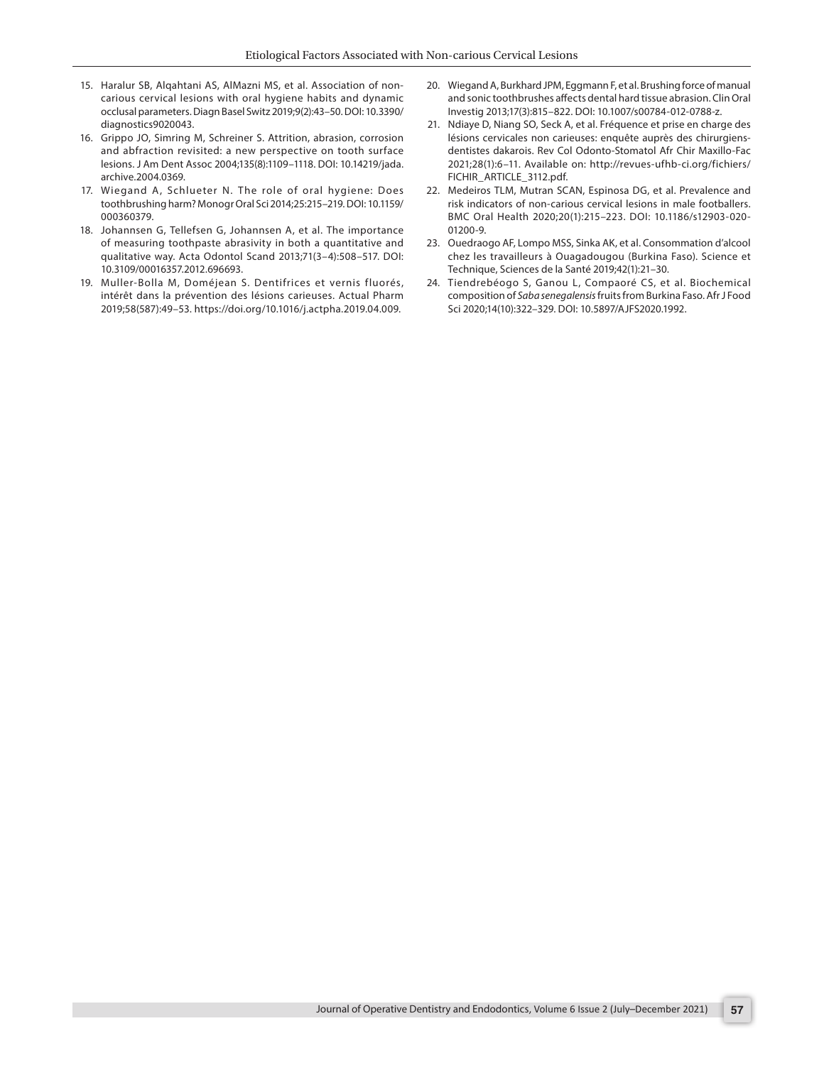15. Haralur SB, Alqahtani AS, AlMazni MS, et al. Association of non-carious cervical lesions with oral hygiene habits and dynamic occlusal parameters. Diagn Basel Switz 2019;9(2):43–50. DOI: 10.3390/diagnostics9020043.
16. Grippo JO, Simring M, Schreiner S. Attrition, abrasion, corrosion and abfraction revisited: a new perspective on tooth surface lesions. J Am Dent Assoc 2004;135(8):1109–1118. DOI: 10.14219/jada.archive.2004.0369.
17. Wiegand A, Schlueter N. The role of oral hygiene: Does toothbrushing harm? Monogr Oral Sci 2014;25:215–219. DOI: 10.1159/000360379.
18. Johannsen G, Tellefsen G, Johannsen A, et al. The importance of measuring toothpaste abrasivity in both a quantitative and qualitative way. Acta Odontol Scand 2013;71(3–4):508–517. DOI: 10.3109/00016357.2012.696693.
19. Muller-Bolla M, Doméjean S. Dentifrices et vernis fluorés, intérêt dans la prévention des lésions carieuses. Actual Pharm 2019;58(587):49–53. https://doi.org/10.1016/j.actpha.2019.04.009.
20. Wiegand A, Burkhard JPM, Eggmann F, et al. Brushing force of manual and sonic toothbrushes affects dental hard tissue abrasion. Clin Oral Investig 2013;17(3):815–822. DOI: 10.1007/s00784-012-0788-z.
21. Ndiaye D, Niang SO, Seck A, et al. Fréquence et prise en charge des lésions cervicales non carieuses: enquête auprès des chirurgiens-dentistes dakarois. Rev Col Odonto-Stomatol Afr Chir Maxillo-Fac 2021;28(1):6–11. Available on: http://revues-ufhb-ci.org/fichiers/FICHIR_ARTICLE_3112.pdf.
22. Medeiros TLM, Mutran SCAN, Espinosa DG, et al. Prevalence and risk indicators of non-carious cervical lesions in male footballers. BMC Oral Health 2020;20(1):215–223. DOI: 10.1186/s12903-020-01200-9.
23. Ouedraogo AF, Lompo MSS, Sinka AK, et al. Consommation d'alcool chez les travailleurs à Ouagadougou (Burkina Faso). Science et Technique, Sciences de la Santé 2019;42(1):21–30.
24. Tiendrebéogo S, Ganou L, Compaoré CS, et al. Biochemical composition of *Saba senegalensis* fruits from Burkina Faso. Afr J Food Sci 2020;14(10):322–329. DOI: 10.5897/AJFS2020.1992.